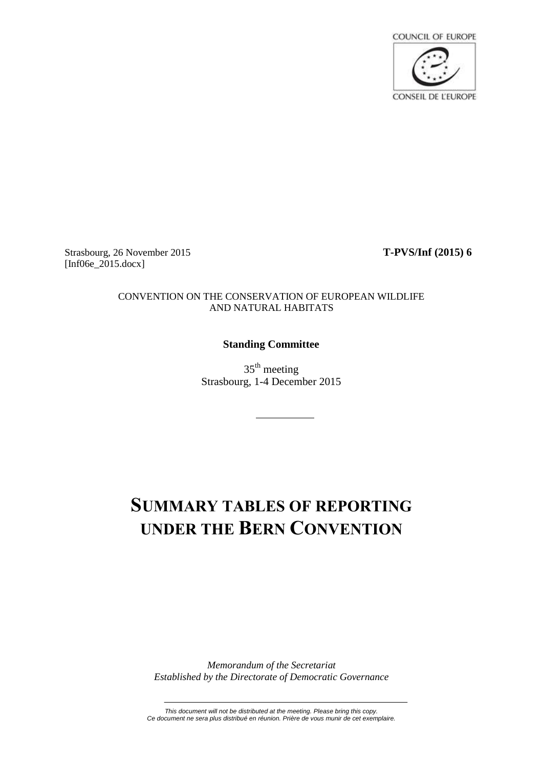COUNCIL OF EUROPE

CONSEIL DE L'EUROPE

Strasbourg, 26 November 2015 **T-PVS/Inf (2015) 6**
[Inf06e_2015.docx]

CONVENTION ON THE CONSERVATION OF EUROPEAN WILDLIFE AND NATURAL HABITATS

**Standing Committee**

35th meeting
Strasbourg, 1-4 December 2015

# SUMMARY TABLES OF REPORTING UNDER THE BERN CONVENTION

*Memorandum of the Secretariat*
*Established by the Directorate of Democratic Governance*

*This document will not be distributed at the meeting. Please bring this copy.*
*Ce document ne sera plus distribué en réunion. Prière de vous munir de cet exemplaire.*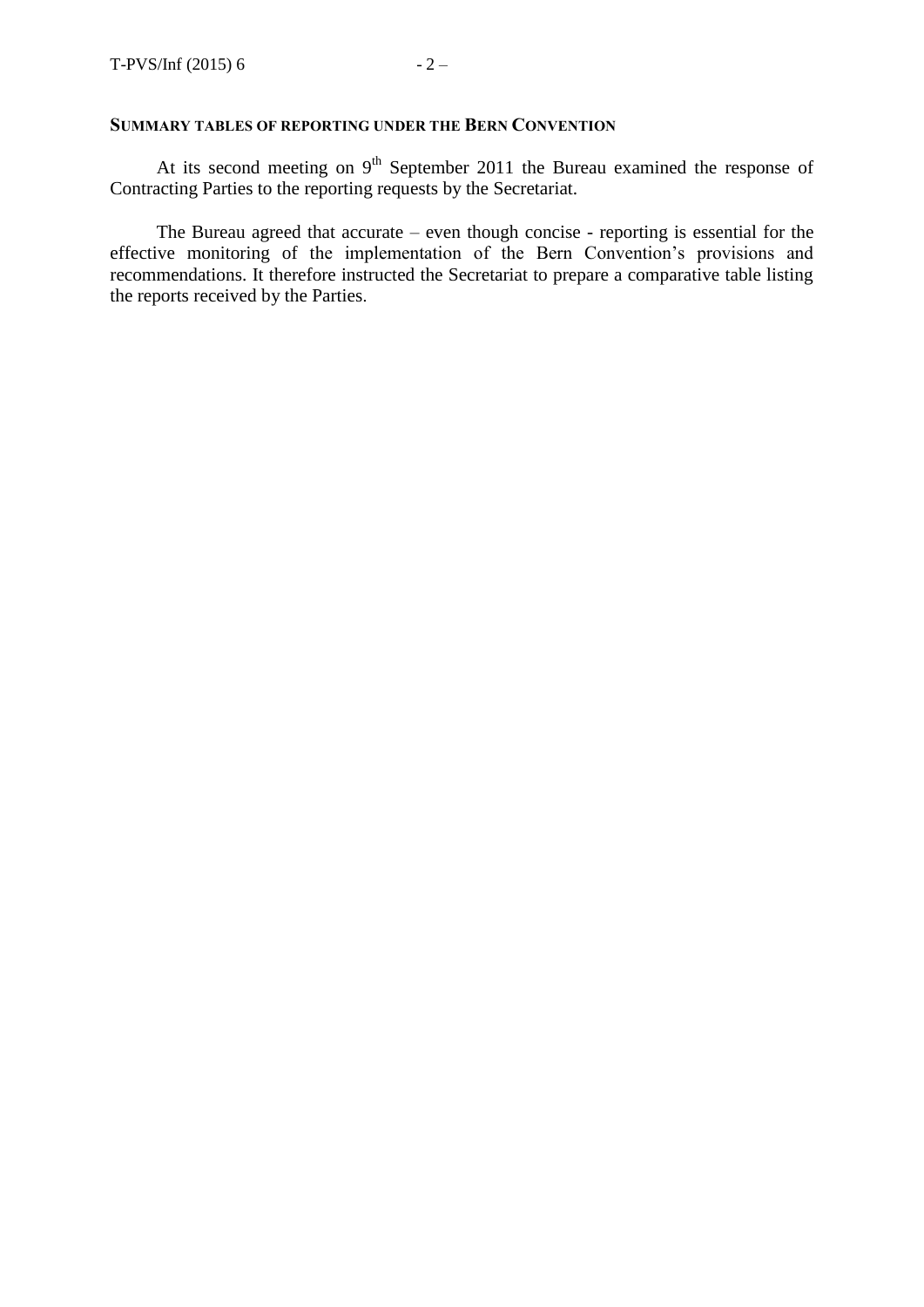## SUMMARY TABLES OF REPORTING UNDER THE BERN CONVENTION

At its second meeting on 9th September 2011 the Bureau examined the response of Contracting Parties to the reporting requests by the Secretariat.

The Bureau agreed that accurate – even though concise - reporting is essential for the effective monitoring of the implementation of the Bern Convention's provisions and recommendations. It therefore instructed the Secretariat to prepare a comparative table listing the reports received by the Parties.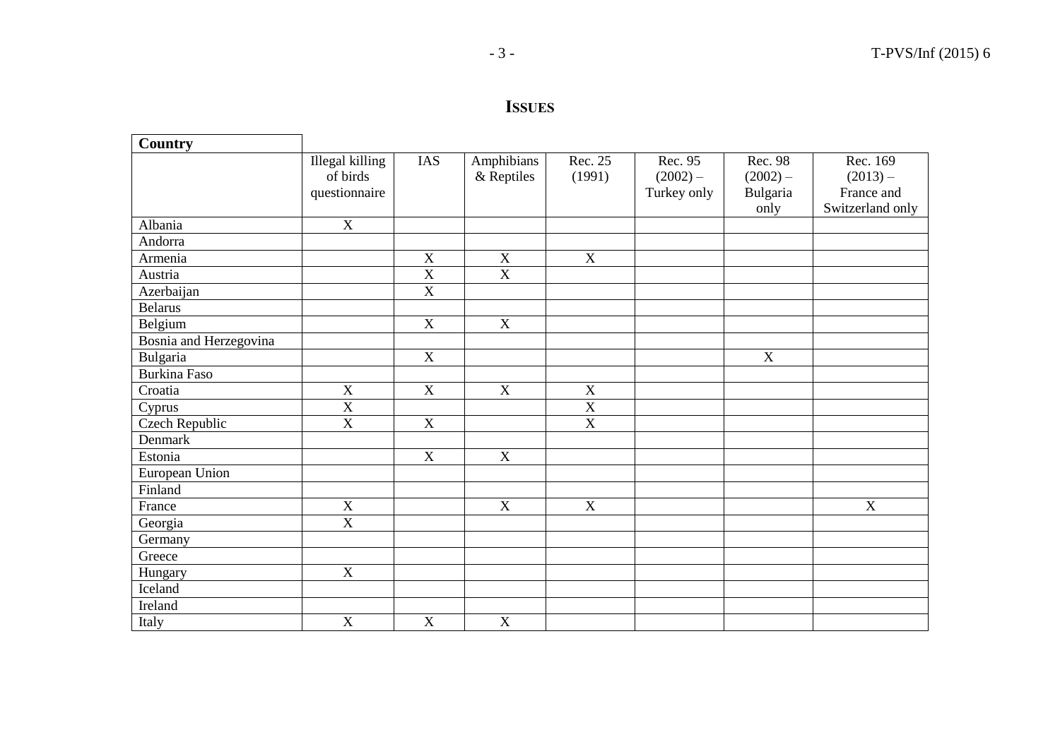# ISSUES

| Country | Illegal killing of birds questionnaire | IAS | Amphibians & Reptiles | Rec. 25 (1991) | Rec. 95 (2002) – Turkey only | Rec. 98 (2002) – Bulgaria only | Rec. 169 (2013) – France and Switzerland only |
|---|---|---|---|---|---|---|---|
| Albania | X | | | | | | |
| Andorra | | | | | | | |
| Armenia | | X | X | X | | | |
| Austria | | X | X | | | | |
| Azerbaijan | | X | | | | | |
| Belarus | | | | | | | |
| Belgium | | X | X | | | | |
| Bosnia and Herzegovina | | | | | | | |
| Bulgaria | | X | | | | X | |
| Burkina Faso | | | | | | | |
| Croatia | X | X | X | X | | | |
| Cyprus | X | | | X | | | |
| Czech Republic | X | X | | X | | | |
| Denmark | | | | | | | |
| Estonia | | X | X | | | | |
| European Union | | | | | | | |
| Finland | | | | | | | |
| France | X | | X | X | | | X |
| Georgia | X | | | | | | |
| Germany | | | | | | | |
| Greece | | | | | | | |
| Hungary | X | | | | | | |
| Iceland | | | | | | | |
| Ireland | | | | | | | |
| Italy | X | X | X | | | | |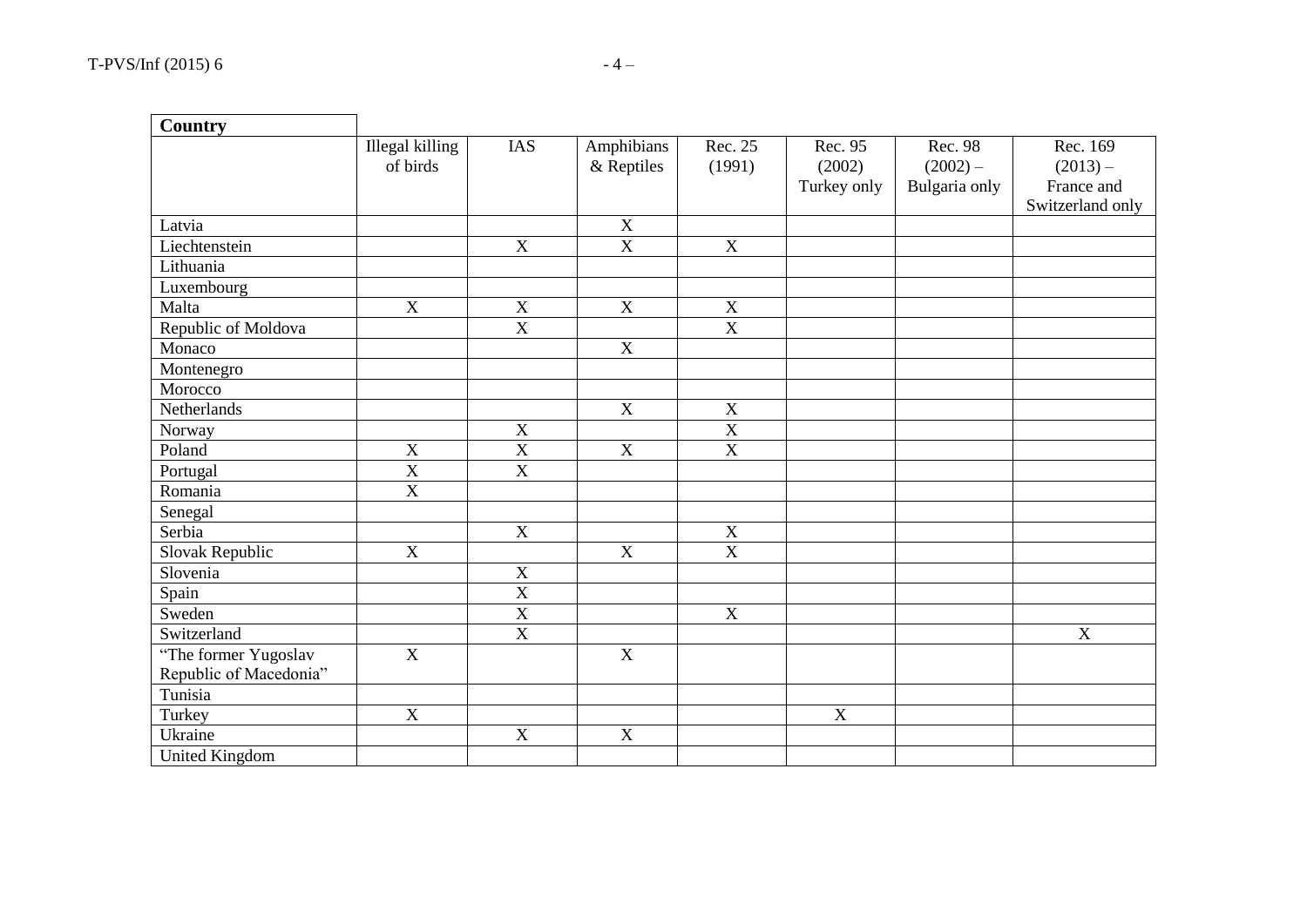| Country | Illegal killing of birds | IAS | Amphibians & Reptiles | Rec. 25 (1991) | Rec. 95 (2002) Turkey only | Rec. 98 (2002) – Bulgaria only | Rec. 169 (2013) – France and Switzerland only |
|---|---|---|---|---|---|---|---|
| Latvia | | | X | | | | |
| Liechtenstein | | X | X | X | | | |
| Lithuania | | | | | | | |
| Luxembourg | | | | | | | |
| Malta | X | X | X | X | | | |
| Republic of Moldova | | X | | X | | | |
| Monaco | | | X | | | | |
| Montenegro | | | | | | | |
| Morocco | | | | | | | |
| Netherlands | | | X | X | | | |
| Norway | | X | | X | | | |
| Poland | X | X | X | X | | | |
| Portugal | X | X | | | | | |
| Romania | X | | | | | | |
| Senegal | | | | | | | |
| Serbia | | X | | X | | | |
| Slovak Republic | X | | X | X | | | |
| Slovenia | | X | | | | | |
| Spain | | X | | | | | |
| Sweden | | X | | X | | | |
| Switzerland | | X | | | | | X |
| "The former Yugoslav Republic of Macedonia" | X | | X | | | | |
| Tunisia | | | | | | | |
| Turkey | X | | | | X | | |
| Ukraine | | X | X | | | | |
| United Kingdom | | | | | | | |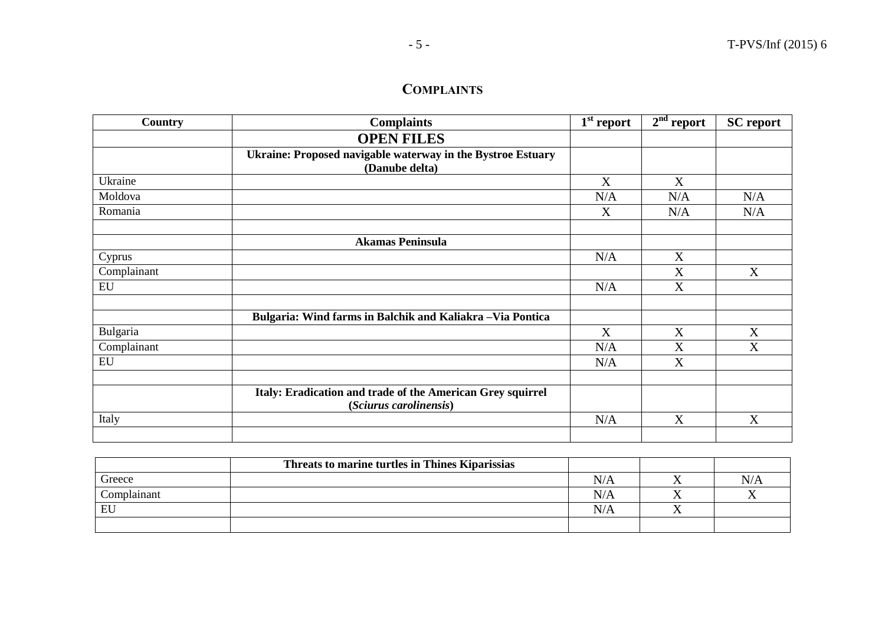## COMPLAINTS

| Country | Complaints | 1st report | 2nd report | SC report |
|---|---|---|---|---|
| | **OPEN FILES** | | | |
| | **Ukraine: Proposed navigable waterway in the Bystroe Estuary (Danube delta)** | | | |
| Ukraine | | X | X | |
| Moldova | | N/A | N/A | N/A |
| Romania | | X | N/A | N/A |
| | | | | |
| | **Akamas Peninsula** | | | |
| Cyprus | | N/A | X | |
| Complainant | | | X | X |
| EU | | N/A | X | |
| | | | | |
| | **Bulgaria: Wind farms in Balchik and Kaliakra –Via Pontica** | | | |
| Bulgaria | | X | X | X |
| Complainant | | N/A | X | X |
| EU | | N/A | X | |
| | | | | |
| | **Italy: Eradication and trade of the American Grey squirrel (*Sciurus carolinensis*)** | | | |
| Italy | | N/A | X | X |
| | | | | |
| | **Threats to marine turtles in Thines Kiparissias** | | | |
| Greece | | N/A | X | N/A |
| Complainant | | N/A | X | X |
| EU | | N/A | X | |
| | | | | |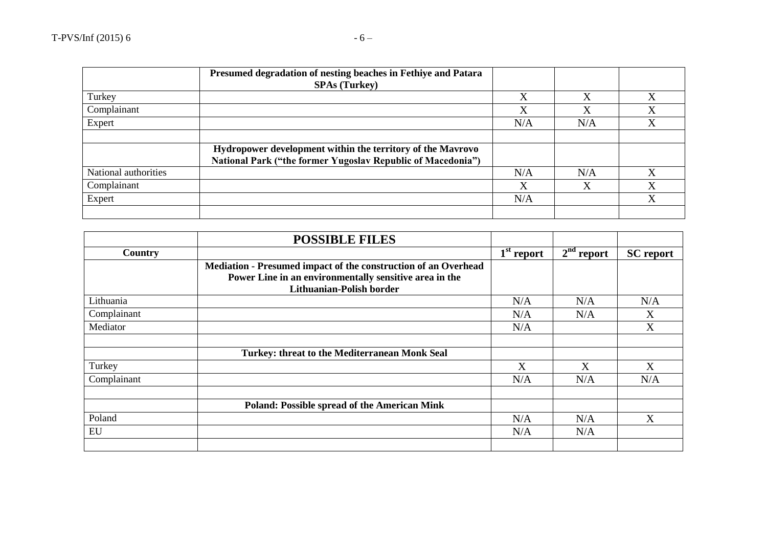| | Presumed degradation of nesting beaches in Fethiye and Patara SPAs (Turkey) | | | |
|---|---|---|---|---|
| Turkey | | X | X | X |
| Complainant | | X | X | X |
| Expert | | N/A | N/A | X |
| | | | | |
| | **Hydropower development within the territory of the Mavrovo National Park ("the former Yugoslav Republic of Macedonia")** | | | |
| National authorities | | N/A | N/A | X |
| Complainant | | X | X | X |
| Expert | | N/A | | X |
| | | | | |

| | **POSSIBLE FILES** | | | |
|---|---|---|---|---|
| **Country** | | **1st report** | **2nd report** | **SC report** |
| | **Mediation - Presumed impact of the construction of an Overhead Power Line in an environmentally sensitive area in the Lithuanian-Polish border** | | | |
| Lithuania | | N/A | N/A | N/A |
| Complainant | | N/A | N/A | X |
| Mediator | | N/A | | X |
| | | | | |
| | **Turkey: threat to the Mediterranean Monk Seal** | | | |
| Turkey | | X | X | X |
| Complainant | | N/A | N/A | N/A |
| | | | | |
| | **Poland: Possible spread of the American Mink** | | | |
| Poland | | N/A | N/A | X |
| EU | | N/A | N/A | |
| | | | | |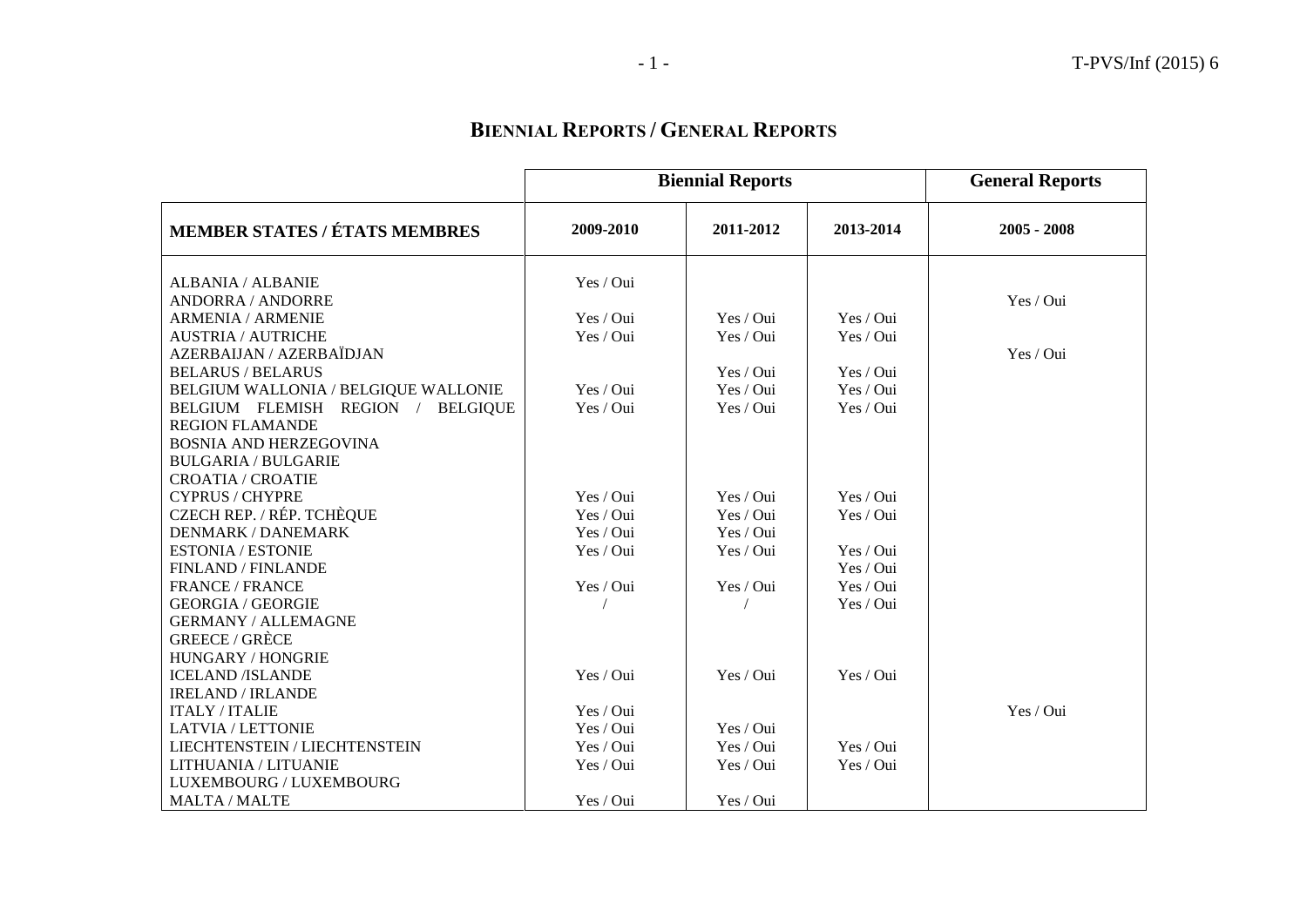## BIENNIAL REPORTS / GENERAL REPORTS

| | Biennial Reports | | | General Reports |
|---|---|---|---|---|
| **MEMBER STATES / ÉTATS MEMBRES** | **2009-2010** | **2011-2012** | **2013-2014** | **2005 - 2008** |
| ALBANIA / ALBANIE | Yes / Oui | | | |
| ANDORRA / ANDORRE | | | | Yes / Oui |
| ARMENIA / ARMENIE | Yes / Oui | Yes / Oui | Yes / Oui | |
| AUSTRIA / AUTRICHE | Yes / Oui | Yes / Oui | Yes / Oui | |
| AZERBAIJAN / AZERBAÏDJAN | | | | Yes / Oui |
| BELARUS / BELARUS | | Yes / Oui | Yes / Oui | |
| BELGIUM WALLONIA / BELGIQUE WALLONIE | Yes / Oui | Yes / Oui | Yes / Oui | |
| BELGIUM FLEMISH REGION / BELGIQUE REGION FLAMANDE | Yes / Oui | Yes / Oui | Yes / Oui | |
| BOSNIA AND HERZEGOVINA | | | | |
| BULGARIA / BULGARIE | | | | |
| CROATIA / CROATIE | | | | |
| CYPRUS / CHYPRE | Yes / Oui | Yes / Oui | Yes / Oui | |
| CZECH REP. / RÉP. TCHÈQUE | Yes / Oui | Yes / Oui | Yes / Oui | |
| DENMARK / DANEMARK | Yes / Oui | Yes / Oui | | |
| ESTONIA / ESTONIE | Yes / Oui | Yes / Oui | Yes / Oui | |
| FINLAND / FINLANDE | | | Yes / Oui | |
| FRANCE / FRANCE | Yes / Oui | Yes / Oui | Yes / Oui | |
| GEORGIA / GEORGIE | / | / | Yes / Oui | |
| GERMANY / ALLEMAGNE | | | | |
| GREECE / GRÈCE | | | | |
| HUNGARY / HONGRIE | | | | |
| ICELAND /ISLANDE | Yes / Oui | Yes / Oui | Yes / Oui | |
| IRELAND / IRLANDE | | | | |
| ITALY / ITALIE | Yes / Oui | | | Yes / Oui |
| LATVIA / LETTONIE | Yes / Oui | Yes / Oui | | |
| LIECHTENSTEIN / LIECHTENSTEIN | Yes / Oui | Yes / Oui | Yes / Oui | |
| LITHUANIA / LITUANIE | Yes / Oui | Yes / Oui | Yes / Oui | |
| LUXEMBOURG / LUXEMBOURG | | | | |
| MALTA / MALTE | Yes / Oui | Yes / Oui | | |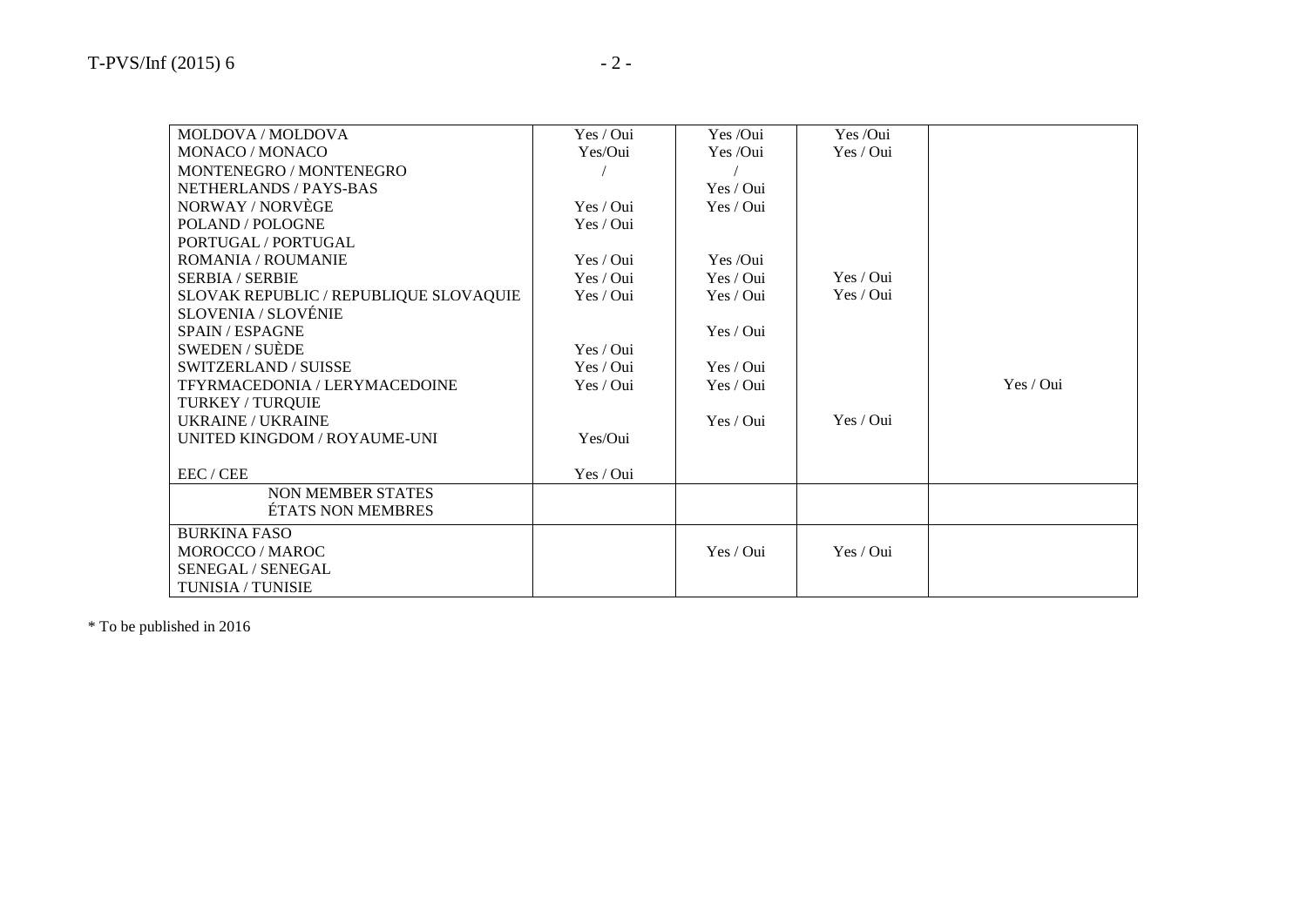| | | | | |
|---|---|---|---|---|
| MOLDOVA / MOLDOVA | Yes / Oui | Yes /Oui | Yes /Oui | |
| MONACO / MONACO | Yes/Oui | Yes /Oui | Yes / Oui | |
| MONTENEGRO / MONTENEGRO | / | / | | |
| NETHERLANDS / PAYS-BAS | | Yes / Oui | | |
| NORWAY / NORVÈGE | Yes / Oui | Yes / Oui | | |
| POLAND / POLOGNE | Yes / Oui | | | |
| PORTUGAL / PORTUGAL | | | | |
| ROMANIA / ROUMANIE | Yes / Oui | Yes /Oui | | |
| SERBIA / SERBIE | Yes / Oui | Yes / Oui | Yes / Oui | |
| SLOVAK REPUBLIC / REPUBLIQUE SLOVAQUIE | Yes / Oui | Yes / Oui | Yes / Oui | |
| SLOVENIA / SLOVÉNIE | | | | |
| SPAIN / ESPAGNE | | Yes / Oui | | |
| SWEDEN / SUÈDE | Yes / Oui | | | |
| SWITZERLAND / SUISSE | Yes / Oui | Yes / Oui | | |
| TFYRMACEDONIA / LERYMACEDOINE | Yes / Oui | Yes / Oui | | Yes / Oui |
| TURKEY / TURQUIE | | | | |
| UKRAINE / UKRAINE | | Yes / Oui | Yes / Oui | |
| UNITED KINGDOM / ROYAUME-UNI | Yes/Oui | | | |
| EEC / CEE | Yes / Oui | | | |
| NON MEMBER STATES<br>ÉTATS NON MEMBRES | | | | |
| BURKINA FASO | | | | |
| MOROCCO / MAROC | | Yes / Oui | Yes / Oui | |
| SENEGAL / SENEGAL | | | | |
| TUNISIA / TUNISIE | | | | |

* To be published in 2016